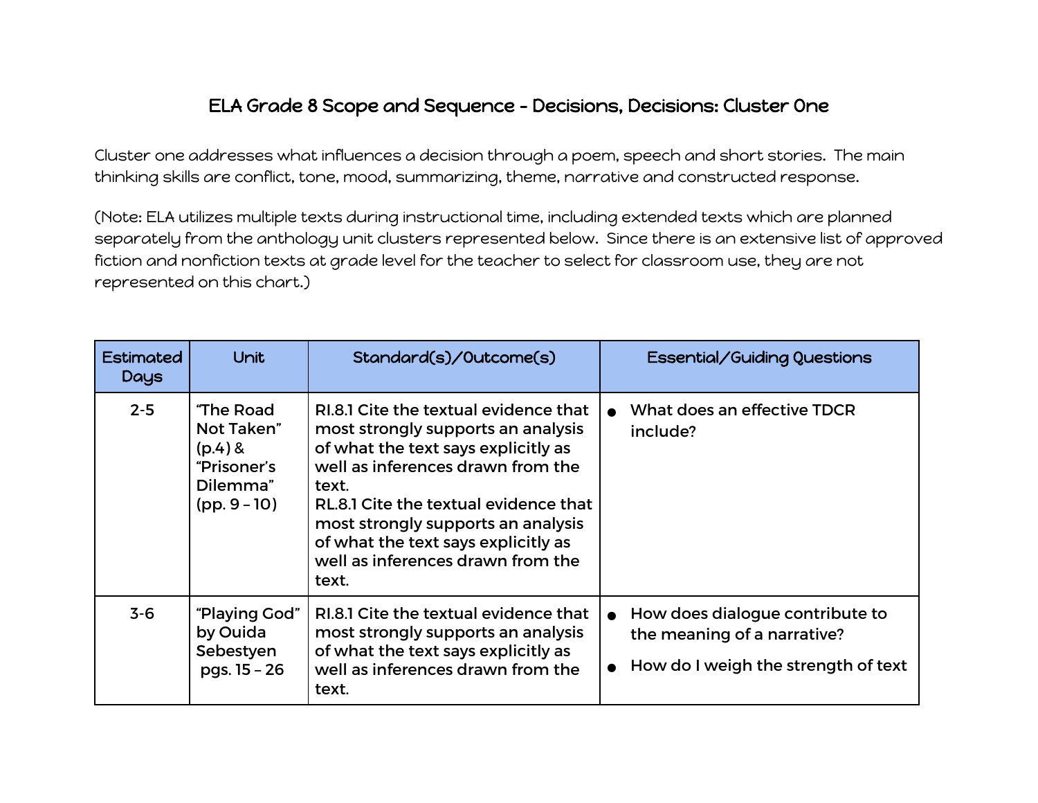# ELA Grade 8 Scope and Sequence - Decisions, Decisions: Cluster One

Cluster one addresses what influences a decision through a poem, speech and short stories. The main thinking skills are conflict, tone, mood, summarizing, theme, narrative and constructed response.

(Note: ELA utilizes multiple texts during instructional time, including extended texts which are planned separately from the anthology unit clusters represented below. Since there is an extensive list of approved fiction and nonfiction texts at grade level for the teacher to select for classroom use, they are not represented on this chart.)

| Estimated Days | Unit | Standard(s)/Outcome(s) | Essential/Guiding Questions |
|---|---|---|---|
| 2-5 | "The Road Not Taken" (p.4) & "Prisoner's Dilemma" (pp. 9 – 10) | RI.8.1 Cite the textual evidence that most strongly supports an analysis of what the text says explicitly as well as inferences drawn from the text.<br>RL.8.1 Cite the textual evidence that most strongly supports an analysis of what the text says explicitly as well as inferences drawn from the text. | • What does an effective TDCR include? |
| 3-6 | "Playing God" by Ouida Sebestyen pgs. 15 – 26 | RI.8.1 Cite the textual evidence that most strongly supports an analysis of what the text says explicitly as well as inferences drawn from the text. | • How does dialogue contribute to the meaning of a narrative?<br>• How do I weigh the strength of text |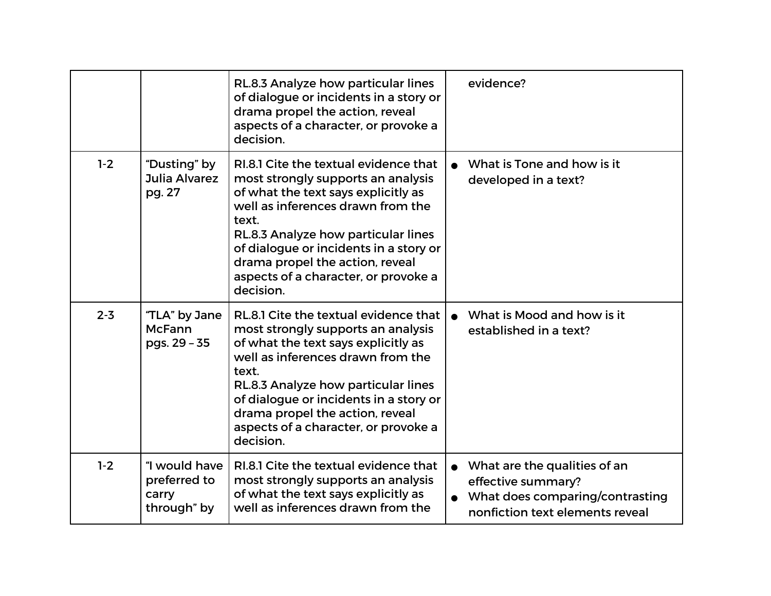| | | | |
|---|---|---|---|
| | | RL.8.3 Analyze how particular lines of dialogue or incidents in a story or drama propel the action, reveal aspects of a character, or provoke a decision. | evidence? |
| 1-2 | "Dusting" by Julia Alvarez pg. 27 | RI.8.1 Cite the textual evidence that most strongly supports an analysis of what the text says explicitly as well as inferences drawn from the text.<br>RL.8.3 Analyze how particular lines of dialogue or incidents in a story or drama propel the action, reveal aspects of a character, or provoke a decision. | • What is Tone and how is it developed in a text? |
| 2-3 | "TLA" by Jane McFann pgs. 29 – 35 | RL.8.1 Cite the textual evidence that most strongly supports an analysis of what the text says explicitly as well as inferences drawn from the text.<br>RL.8.3 Analyze how particular lines of dialogue or incidents in a story or drama propel the action, reveal aspects of a character, or provoke a decision. | • What is Mood and how is it established in a text? |
| 1-2 | "I would have preferred to carry through" by | RI.8.1 Cite the textual evidence that most strongly supports an analysis of what the text says explicitly as well as inferences drawn from the | • What are the qualities of an effective summary?<br>• What does comparing/contrasting nonfiction text elements reveal |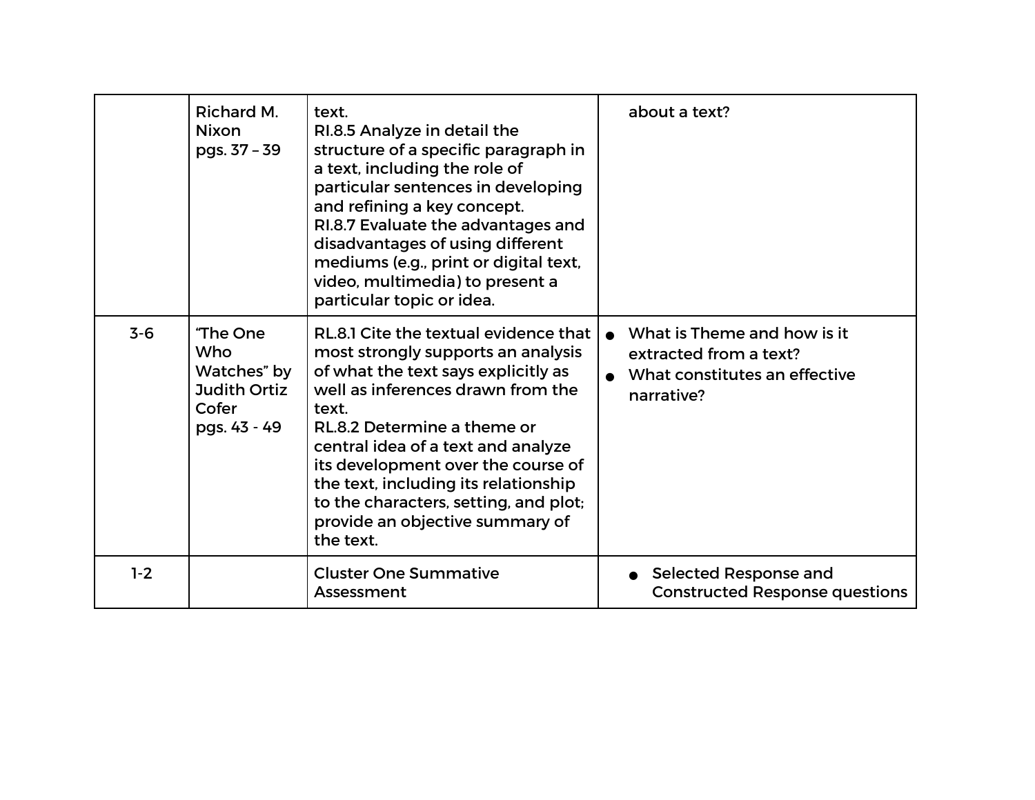| | | | |
|---|---|---|---|
| | Richard M. Nixon pgs. 37 – 39 | text.<br>RI.8.5 Analyze in detail the structure of a specific paragraph in a text, including the role of particular sentences in developing and refining a key concept.<br>RI.8.7 Evaluate the advantages and disadvantages of using different mediums (e.g., print or digital text, video, multimedia) to present a particular topic or idea. | about a text? |
| 3-6 | "The One Who Watches" by Judith Ortiz Cofer pgs. 43 - 49 | RL.8.1 Cite the textual evidence that most strongly supports an analysis of what the text says explicitly as well as inferences drawn from the text.<br>RL.8.2 Determine a theme or central idea of a text and analyze its development over the course of the text, including its relationship to the characters, setting, and plot; provide an objective summary of the text. | • What is Theme and how is it extracted from a text?<br>• What constitutes an effective narrative? |
| 1-2 | | Cluster One Summative Assessment | • Selected Response and Constructed Response questions |